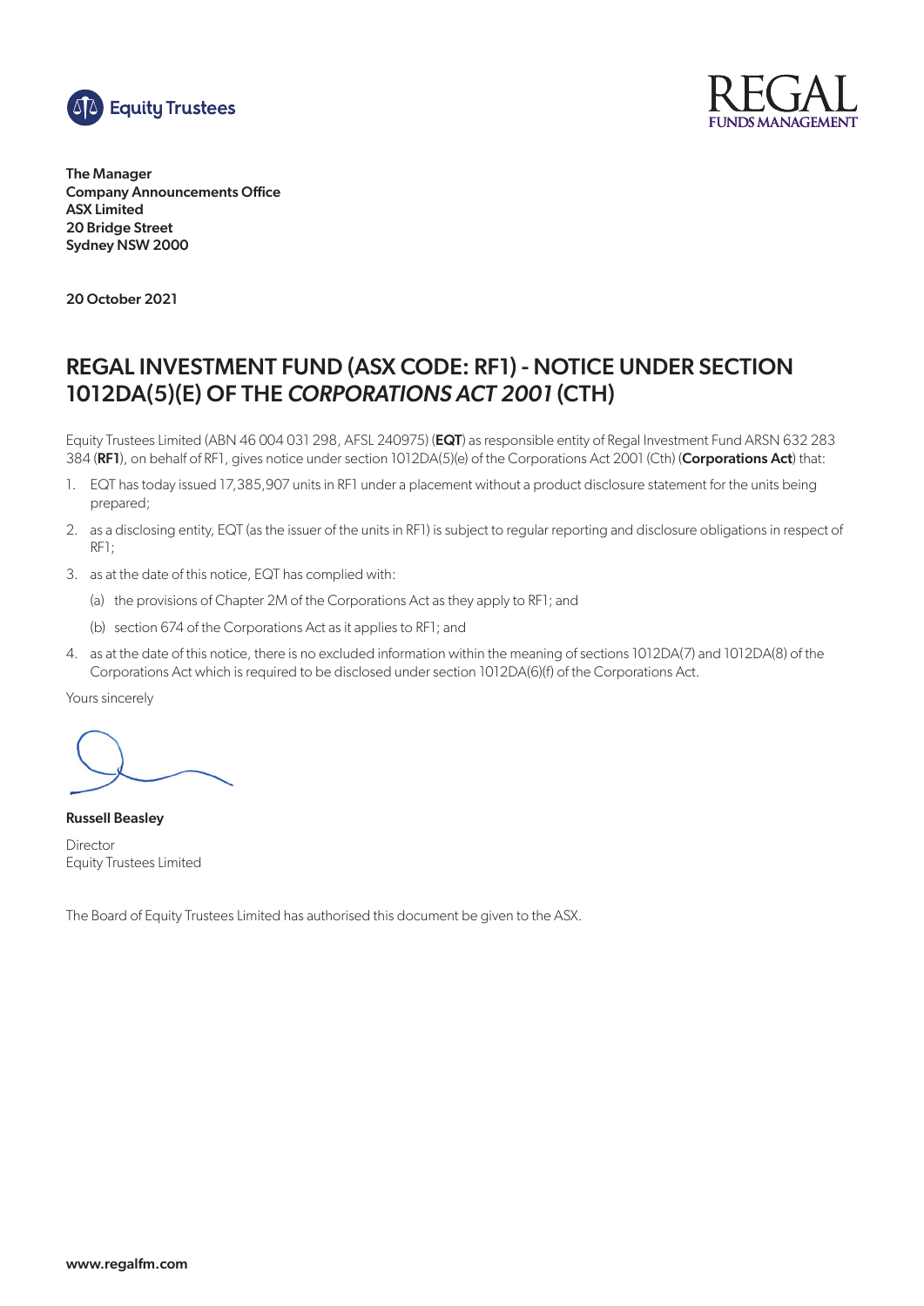**The Manager**
**Company Announcements Office**
**ASX Limited**
**20 Bridge Street**
**Sydney NSW 2000**

**20 October 2021**

# REGAL INVESTMENT FUND (ASX CODE: RF1) - NOTICE UNDER SECTION 1012DA(5)(E) OF THE *CORPORATIONS ACT 2001* (CTH)

Equity Trustees Limited (ABN 46 004 031 298, AFSL 240975) (**EQT**) as responsible entity of Regal Investment Fund ARSN 632 283 384 (**RF1**), on behalf of RF1, gives notice under section 1012DA(5)(e) of the Corporations Act 2001 (Cth) (**Corporations Act**) that:

1. EQT has today issued 17,385,907 units in RF1 under a placement without a product disclosure statement for the units being prepared;
2. as a disclosing entity, EQT (as the issuer of the units in RF1) is subject to regular reporting and disclosure obligations in respect of RF1;
3. as at the date of this notice, EQT has complied with:
   (a) the provisions of Chapter 2M of the Corporations Act as they apply to RF1; and
   (b) section 674 of the Corporations Act as it applies to RF1; and
4. as at the date of this notice, there is no excluded information within the meaning of sections 1012DA(7) and 1012DA(8) of the Corporations Act which is required to be disclosed under section 1012DA(6)(f) of the Corporations Act.

Yours sincerely

**Russell Beasley**

Director
Equity Trustees Limited

The Board of Equity Trustees Limited has authorised this document be given to the ASX.

**www.regalfm.com**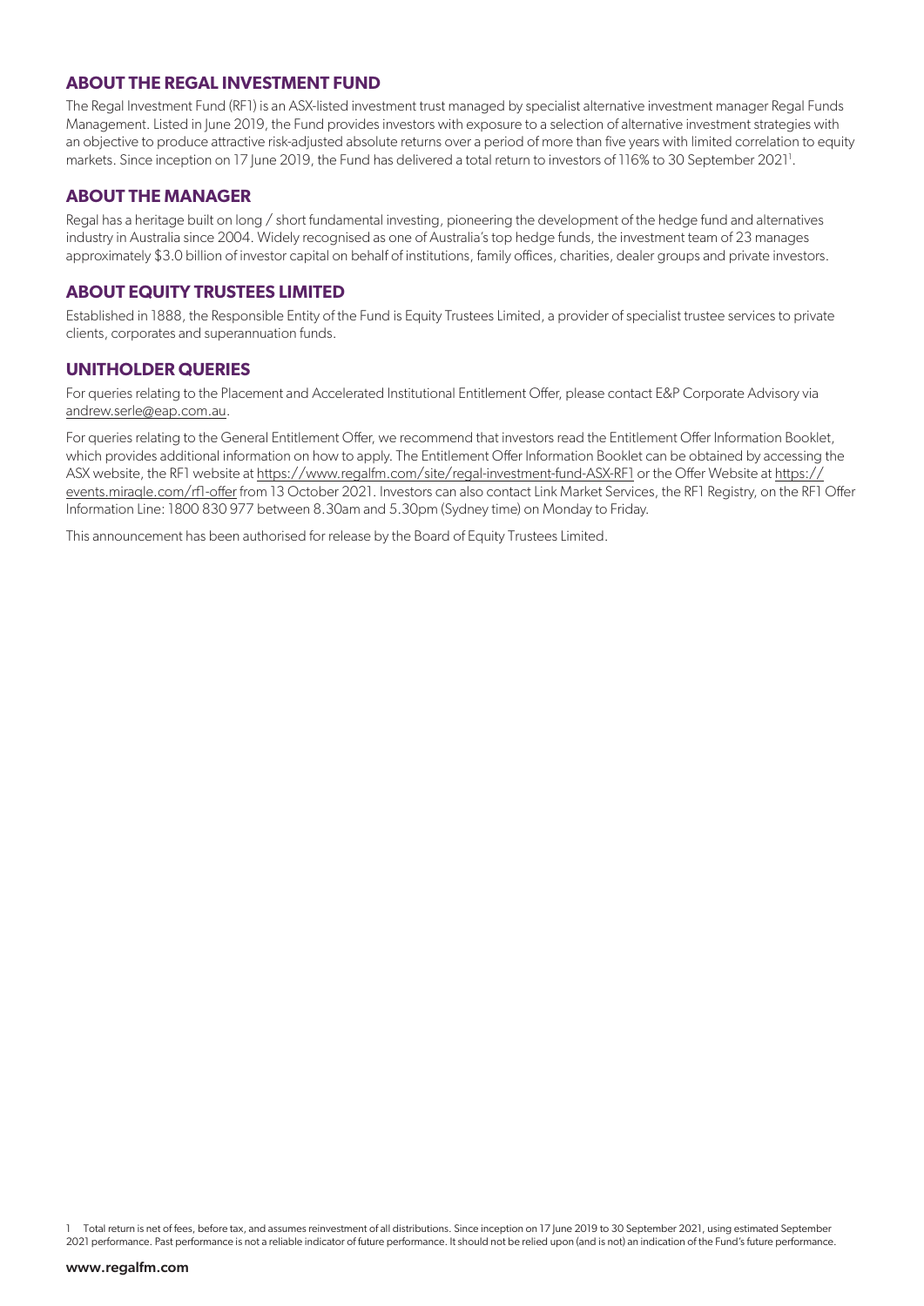## ABOUT THE REGAL INVESTMENT FUND

The Regal Investment Fund (RF1) is an ASX-listed investment trust managed by specialist alternative investment manager Regal Funds Management. Listed in June 2019, the Fund provides investors with exposure to a selection of alternative investment strategies with an objective to produce attractive risk-adjusted absolute returns over a period of more than five years with limited correlation to equity markets. Since inception on 17 June 2019, the Fund has delivered a total return to investors of 116% to 30 September 2021[1].

## ABOUT THE MANAGER

Regal has a heritage built on long / short fundamental investing, pioneering the development of the hedge fund and alternatives industry in Australia since 2004. Widely recognised as one of Australia's top hedge funds, the investment team of 23 manages approximately $3.0 billion of investor capital on behalf of institutions, family offices, charities, dealer groups and private investors.

## ABOUT EQUITY TRUSTEES LIMITED

Established in 1888, the Responsible Entity of the Fund is Equity Trustees Limited, a provider of specialist trustee services to private clients, corporates and superannuation funds.

## UNITHOLDER QUERIES

For queries relating to the Placement and Accelerated Institutional Entitlement Offer, please contact E&P Corporate Advisory via andrew.serle@eap.com.au.

For queries relating to the General Entitlement Offer, we recommend that investors read the Entitlement Offer Information Booklet, which provides additional information on how to apply. The Entitlement Offer Information Booklet can be obtained by accessing the ASX website, the RF1 website at https://www.regalfm.com/site/regal-investment-fund-ASX-RF1 or the Offer Website at https://events.miraqle.com/rf1-offer from 13 October 2021. Investors can also contact Link Market Services, the RF1 Registry, on the RF1 Offer Information Line: 1800 830 977 between 8.30am and 5.30pm (Sydney time) on Monday to Friday.

This announcement has been authorised for release by the Board of Equity Trustees Limited.

1 Total return is net of fees, before tax, and assumes reinvestment of all distributions. Since inception on 17 June 2019 to 30 September 2021, using estimated September 2021 performance. Past performance is not a reliable indicator of future performance. It should not be relied upon (and is not) an indication of the Fund's future performance.

www.regalfm.com